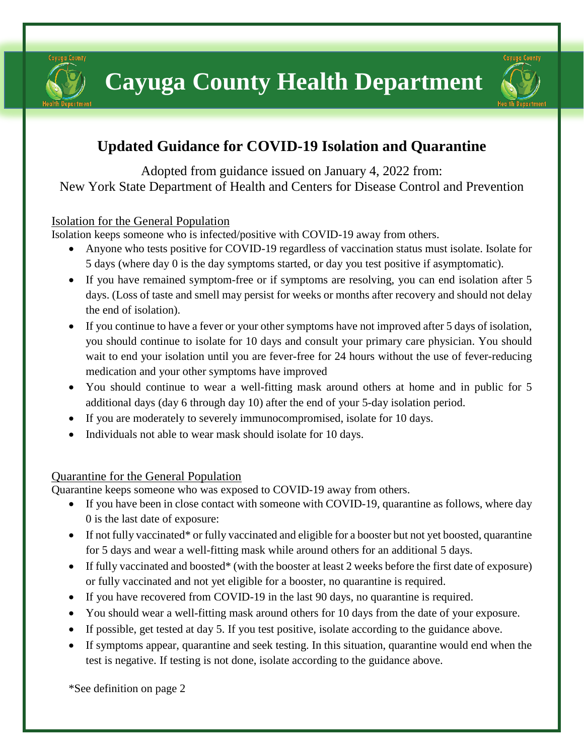# Cayuga County Health Department

## Updated Guidance for COVID-19 Isolation and Quarantine

Adopted from guidance issued on January 4, 2022 from:
New York State Department of Health and Centers for Disease Control and Prevention

### Isolation for the General Population

Isolation keeps someone who is infected/positive with COVID-19 away from others.

- Anyone who tests positive for COVID-19 regardless of vaccination status must isolate. Isolate for 5 days (where day 0 is the day symptoms started, or day you test positive if asymptomatic).
- If you have remained symptom-free or if symptoms are resolving, you can end isolation after 5 days. (Loss of taste and smell may persist for weeks or months after recovery and should not delay the end of isolation).
- If you continue to have a fever or your other symptoms have not improved after 5 days of isolation, you should continue to isolate for 10 days and consult your primary care physician. You should wait to end your isolation until you are fever-free for 24 hours without the use of fever-reducing medication and your other symptoms have improved
- You should continue to wear a well-fitting mask around others at home and in public for 5 additional days (day 6 through day 10) after the end of your 5-day isolation period.
- If you are moderately to severely immunocompromised, isolate for 10 days.
- Individuals not able to wear mask should isolate for 10 days.

### Quarantine for the General Population

Quarantine keeps someone who was exposed to COVID-19 away from others.

- If you have been in close contact with someone with COVID-19, quarantine as follows, where day 0 is the last date of exposure:
- If not fully vaccinated* or fully vaccinated and eligible for a booster but not yet boosted, quarantine for 5 days and wear a well-fitting mask while around others for an additional 5 days.
- If fully vaccinated and boosted* (with the booster at least 2 weeks before the first date of exposure) or fully vaccinated and not yet eligible for a booster, no quarantine is required.
- If you have recovered from COVID-19 in the last 90 days, no quarantine is required.
- You should wear a well-fitting mask around others for 10 days from the date of your exposure.
- If possible, get tested at day 5. If you test positive, isolate according to the guidance above.
- If symptoms appear, quarantine and seek testing. In this situation, quarantine would end when the test is negative. If testing is not done, isolate according to the guidance above.

*See definition on page 2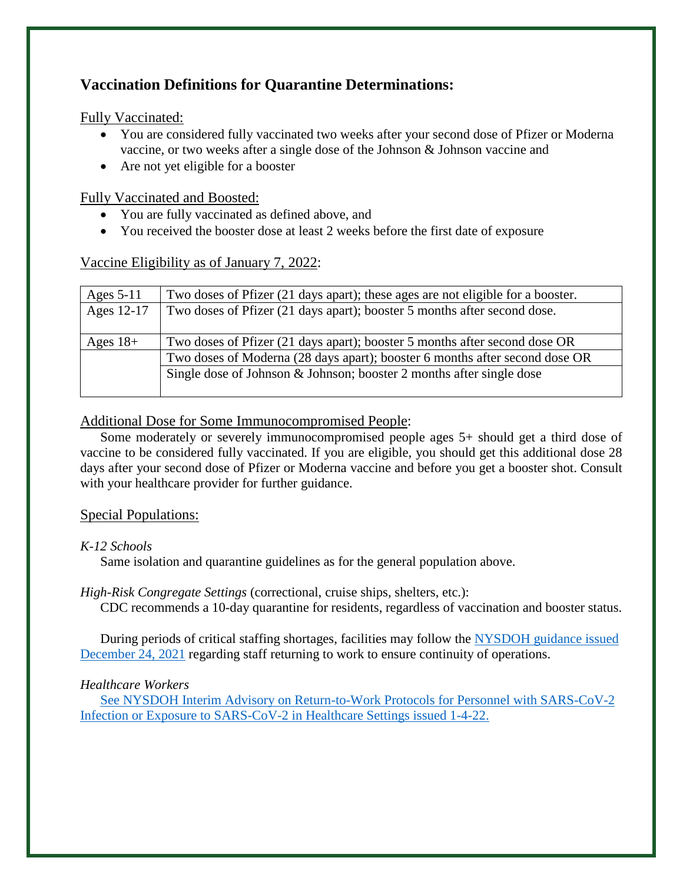## Vaccination Definitions for Quarantine Determinations:

Fully Vaccinated:

- You are considered fully vaccinated two weeks after your second dose of Pfizer or Moderna vaccine, or two weeks after a single dose of the Johnson & Johnson vaccine and
- Are not yet eligible for a booster

Fully Vaccinated and Boosted:

- You are fully vaccinated as defined above, and
- You received the booster dose at least 2 weeks before the first date of exposure

Vaccine Eligibility as of January 7, 2022:

| | |
|---|---|
| Ages 5-11 | Two doses of Pfizer (21 days apart); these ages are not eligible for a booster. |
| Ages 12-17 | Two doses of Pfizer (21 days apart); booster 5 months after second dose. |
| Ages 18+ | Two doses of Pfizer (21 days apart); booster 5 months after second dose OR |
| | Two doses of Moderna (28 days apart); booster 6 months after second dose OR |
| | Single dose of Johnson & Johnson; booster 2 months after single dose |

Additional Dose for Some Immunocompromised People:

Some moderately or severely immunocompromised people ages 5+ should get a third dose of vaccine to be considered fully vaccinated. If you are eligible, you should get this additional dose 28 days after your second dose of Pfizer or Moderna vaccine and before you get a booster shot. Consult with your healthcare provider for further guidance.

Special Populations:

*K-12 Schools*

Same isolation and quarantine guidelines as for the general population above.

*High-Risk Congregate Settings* (correctional, cruise ships, shelters, etc.):

CDC recommends a 10-day quarantine for residents, regardless of vaccination and booster status.

During periods of critical staffing shortages, facilities may follow the NYSDOH guidance issued December 24, 2021 regarding staff returning to work to ensure continuity of operations.

*Healthcare Workers*

See NYSDOH Interim Advisory on Return-to-Work Protocols for Personnel with SARS-CoV-2 Infection or Exposure to SARS-CoV-2 in Healthcare Settings issued 1-4-22.